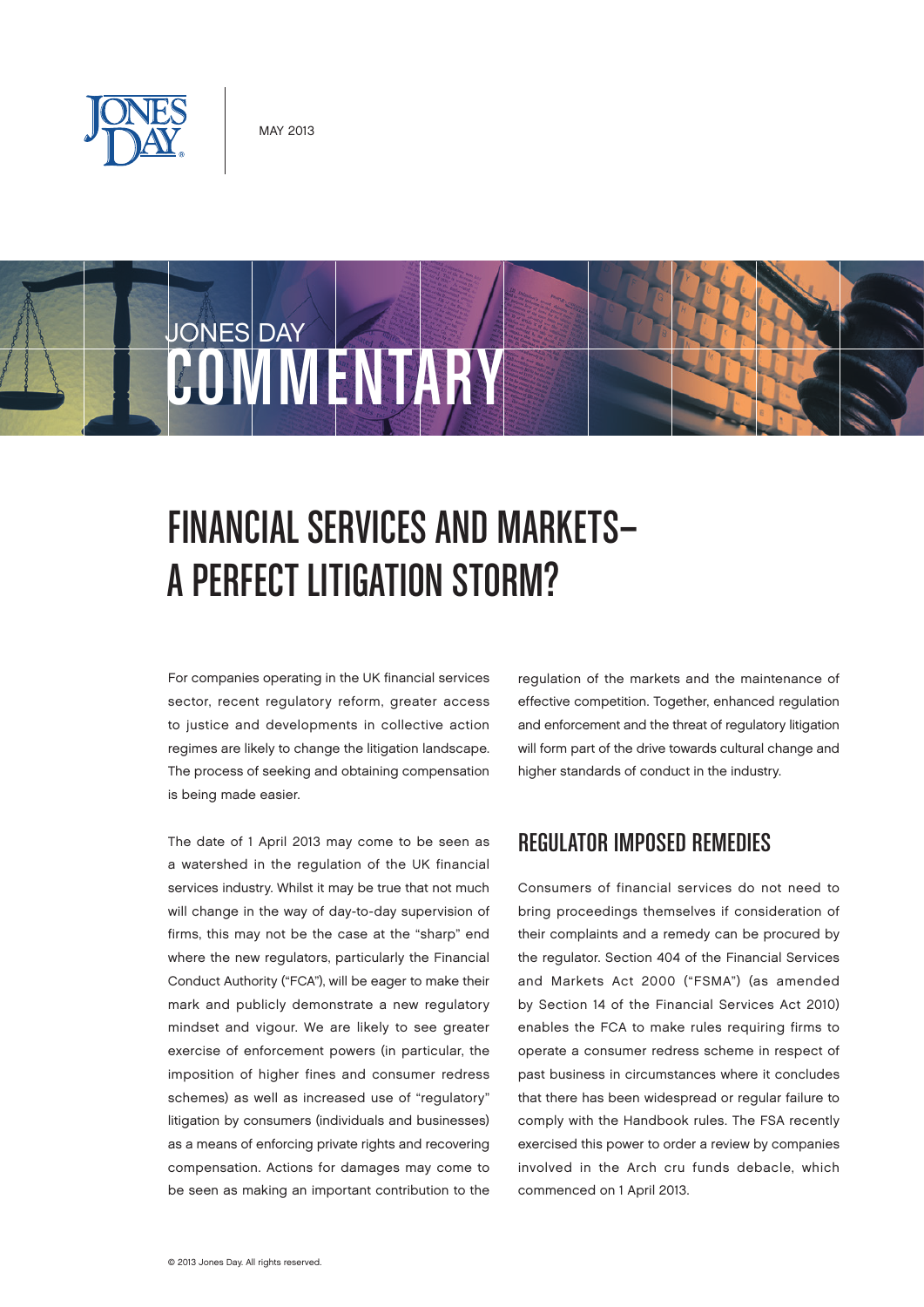MAY 2013

JONES DAY COMMENTARY

# FINANCIAL SERVICES AND MARKETS— A PERFECT LITIGATION STORM?

For companies operating in the UK financial services sector, recent regulatory reform, greater access to justice and developments in collective action regimes are likely to change the litigation landscape. The process of seeking and obtaining compensation is being made easier.

The date of 1 April 2013 may come to be seen as a watershed in the regulation of the UK financial services industry. Whilst it may be true that not much will change in the way of day-to-day supervision of firms, this may not be the case at the "sharp" end where the new regulators, particularly the Financial Conduct Authority ("FCA"), will be eager to make their mark and publicly demonstrate a new regulatory mindset and vigour. We are likely to see greater exercise of enforcement powers (in particular, the imposition of higher fines and consumer redress schemes) as well as increased use of "regulatory" litigation by consumers (individuals and businesses) as a means of enforcing private rights and recovering compensation. Actions for damages may come to be seen as making an important contribution to the regulation of the markets and the maintenance of effective competition. Together, enhanced regulation and enforcement and the threat of regulatory litigation will form part of the drive towards cultural change and higher standards of conduct in the industry.

## REGULATOR IMPOSED REMEDIES

Consumers of financial services do not need to bring proceedings themselves if consideration of their complaints and a remedy can be procured by the regulator. Section 404 of the Financial Services and Markets Act 2000 ("FSMA") (as amended by Section 14 of the Financial Services Act 2010) enables the FCA to make rules requiring firms to operate a consumer redress scheme in respect of past business in circumstances where it concludes that there has been widespread or regular failure to comply with the Handbook rules. The FSA recently exercised this power to order a review by companies involved in the Arch cru funds debacle, which commenced on 1 April 2013.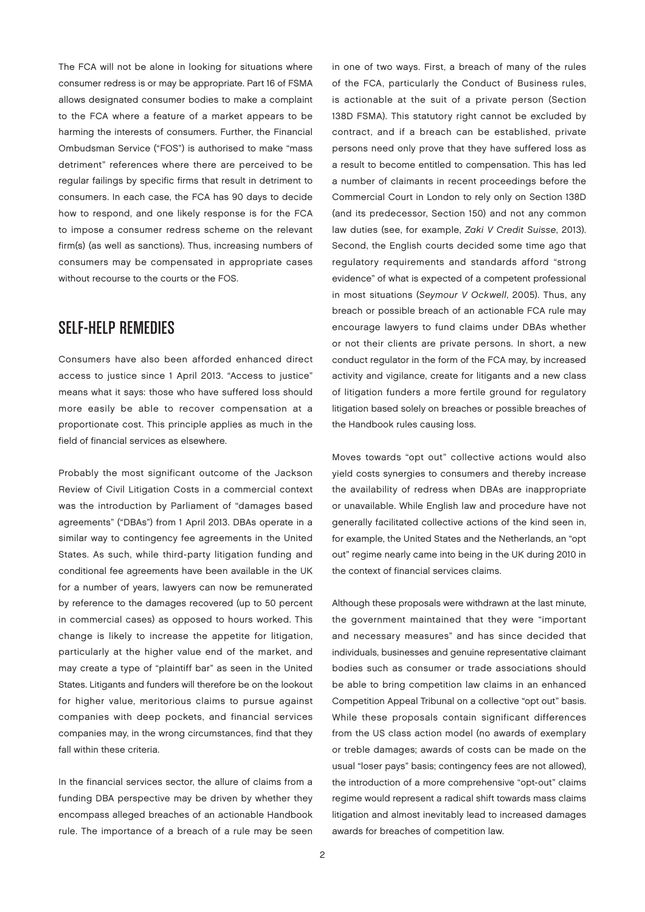The FCA will not be alone in looking for situations where consumer redress is or may be appropriate. Part 16 of FSMA allows designated consumer bodies to make a complaint to the FCA where a feature of a market appears to be harming the interests of consumers. Further, the Financial Ombudsman Service ("FOS") is authorised to make "mass detriment" references where there are perceived to be regular failings by specific firms that result in detriment to consumers. In each case, the FCA has 90 days to decide how to respond, and one likely response is for the FCA to impose a consumer redress scheme on the relevant firm(s) (as well as sanctions). Thus, increasing numbers of consumers may be compensated in appropriate cases without recourse to the courts or the FOS.

## SELF-HELP REMEDIES

Consumers have also been afforded enhanced direct access to justice since 1 April 2013. "Access to justice" means what it says: those who have suffered loss should more easily be able to recover compensation at a proportionate cost. This principle applies as much in the field of financial services as elsewhere.

Probably the most significant outcome of the Jackson Review of Civil Litigation Costs in a commercial context was the introduction by Parliament of "damages based agreements" ("DBAs") from 1 April 2013. DBAs operate in a similar way to contingency fee agreements in the United States. As such, while third-party litigation funding and conditional fee agreements have been available in the UK for a number of years, lawyers can now be remunerated by reference to the damages recovered (up to 50 percent in commercial cases) as opposed to hours worked. This change is likely to increase the appetite for litigation, particularly at the higher value end of the market, and may create a type of "plaintiff bar" as seen in the United States. Litigants and funders will therefore be on the lookout for higher value, meritorious claims to pursue against companies with deep pockets, and financial services companies may, in the wrong circumstances, find that they fall within these criteria.

In the financial services sector, the allure of claims from a funding DBA perspective may be driven by whether they encompass alleged breaches of an actionable Handbook rule. The importance of a breach of a rule may be seen in one of two ways. First, a breach of many of the rules of the FCA, particularly the Conduct of Business rules, is actionable at the suit of a private person (Section 138D FSMA). This statutory right cannot be excluded by contract, and if a breach can be established, private persons need only prove that they have suffered loss as a result to become entitled to compensation. This has led a number of claimants in recent proceedings before the Commercial Court in London to rely only on Section 138D (and its predecessor, Section 150) and not any common law duties (see, for example, *Zaki V Credit Suisse*, 2013). Second, the English courts decided some time ago that regulatory requirements and standards afford "strong evidence" of what is expected of a competent professional in most situations (*Seymour V Ockwell*, 2005). Thus, any breach or possible breach of an actionable FCA rule may encourage lawyers to fund claims under DBAs whether or not their clients are private persons. In short, a new conduct regulator in the form of the FCA may, by increased activity and vigilance, create for litigants and a new class of litigation funders a more fertile ground for regulatory litigation based solely on breaches or possible breaches of the Handbook rules causing loss.

Moves towards "opt out" collective actions would also yield costs synergies to consumers and thereby increase the availability of redress when DBAs are inappropriate or unavailable. While English law and procedure have not generally facilitated collective actions of the kind seen in, for example, the United States and the Netherlands, an "opt out" regime nearly came into being in the UK during 2010 in the context of financial services claims.

Although these proposals were withdrawn at the last minute, the government maintained that they were "important and necessary measures" and has since decided that individuals, businesses and genuine representative claimant bodies such as consumer or trade associations should be able to bring competition law claims in an enhanced Competition Appeal Tribunal on a collective "opt out" basis. While these proposals contain significant differences from the US class action model (no awards of exemplary or treble damages; awards of costs can be made on the usual "loser pays" basis; contingency fees are not allowed), the introduction of a more comprehensive "opt-out" claims regime would represent a radical shift towards mass claims litigation and almost inevitably lead to increased damages awards for breaches of competition law.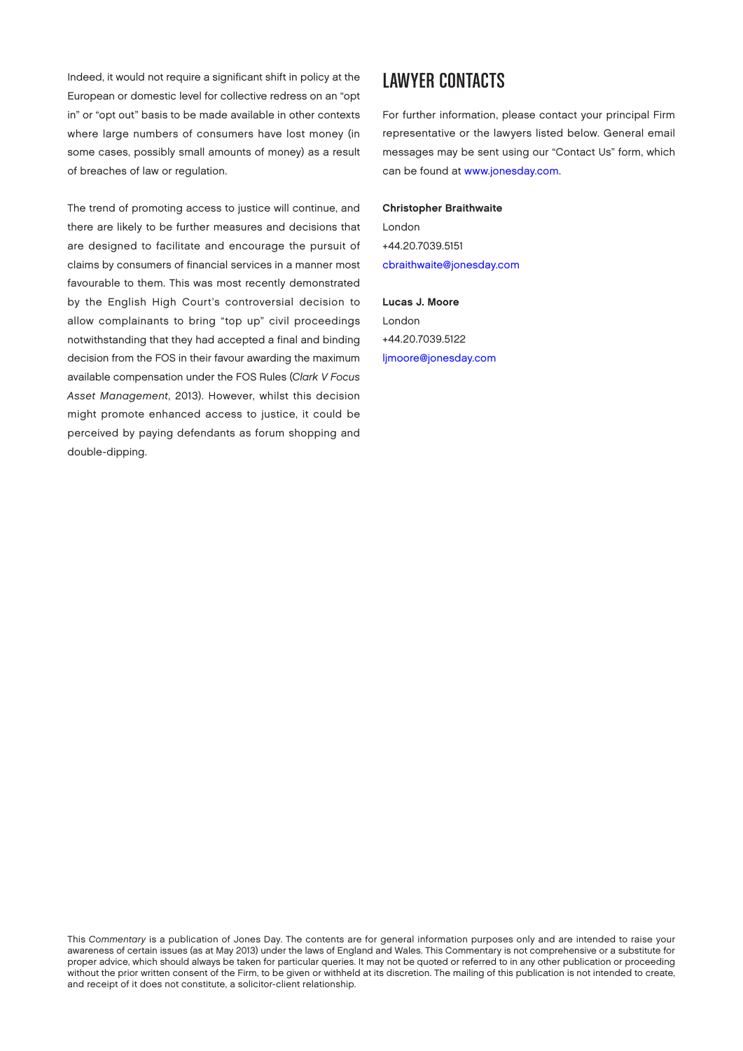Indeed, it would not require a significant shift in policy at the European or domestic level for collective redress on an "opt in" or "opt out" basis to be made available in other contexts where large numbers of consumers have lost money (in some cases, possibly small amounts of money) as a result of breaches of law or regulation.

The trend of promoting access to justice will continue, and there are likely to be further measures and decisions that are designed to facilitate and encourage the pursuit of claims by consumers of financial services in a manner most favourable to them. This was most recently demonstrated by the English High Court's controversial decision to allow complainants to bring "top up" civil proceedings notwithstanding that they had accepted a final and binding decision from the FOS in their favour awarding the maximum available compensation under the FOS Rules (*Clark V Focus Asset Management*, 2013). However, whilst this decision might promote enhanced access to justice, it could be perceived by paying defendants as forum shopping and double-dipping.

## LAWYER CONTACTS

For further information, please contact your principal Firm representative or the lawyers listed below. General email messages may be sent using our "Contact Us" form, which can be found at www.jonesday.com.

**Christopher Braithwaite**
London
+44.20.7039.5151
cbraithwaite@jonesday.com

**Lucas J. Moore**
London
+44.20.7039.5122
ljmoore@jonesday.com

This *Commentary* is a publication of Jones Day. The contents are for general information purposes only and are intended to raise your awareness of certain issues (as at May 2013) under the laws of England and Wales. This Commentary is not comprehensive or a substitute for proper advice, which should always be taken for particular queries. It may not be quoted or referred to in any other publication or proceeding without the prior written consent of the Firm, to be given or withheld at its discretion. The mailing of this publication is not intended to create, and receipt of it does not constitute, a solicitor-client relationship.